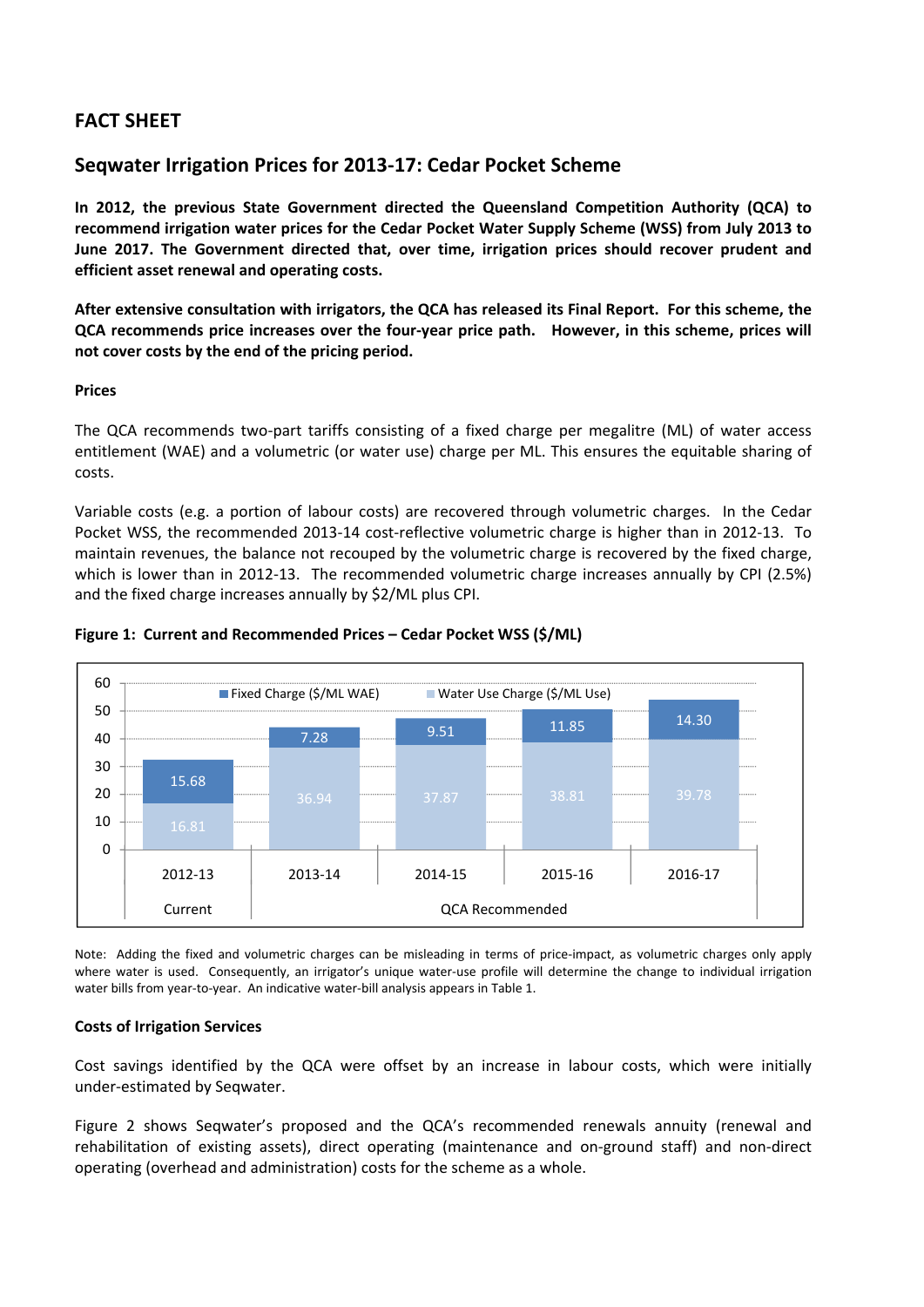## FACT SHEET

## Seqwater Irrigation Prices for 2013-17: Cedar Pocket Scheme

**In 2012, the previous State Government directed the Queensland Competition Authority (QCA) to recommend irrigation water prices for the Cedar Pocket Water Supply Scheme (WSS) from July 2013 to June 2017. The Government directed that, over time, irrigation prices should recover prudent and efficient asset renewal and operating costs.**

**After extensive consultation with irrigators, the QCA has released its Final Report. For this scheme, the QCA recommends price increases over the four-year price path. However, in this scheme, prices will not cover costs by the end of the pricing period.**

**Prices**

The QCA recommends two-part tariffs consisting of a fixed charge per megalitre (ML) of water access entitlement (WAE) and a volumetric (or water use) charge per ML. This ensures the equitable sharing of costs.

Variable costs (e.g. a portion of labour costs) are recovered through volumetric charges. In the Cedar Pocket WSS, the recommended 2013-14 cost-reflective volumetric charge is higher than in 2012-13. To maintain revenues, the balance not recouped by the volumetric charge is recovered by the fixed charge, which is lower than in 2012-13. The recommended volumetric charge increases annually by CPI (2.5%) and the fixed charge increases annually by $2/ML plus CPI.

**Figure 1: Current and Recommended Prices – Cedar Pocket WSS ($/ML)**

| | 2012-13 (Current) | 2013-14 (QCA Recommended) | 2014-15 (QCA Recommended) | 2015-16 (QCA Recommended) | 2016-17 (QCA Recommended) |
|---|---|---|---|---|---|
| Fixed Charge ($/ML WAE) | 15.68 | 7.28 | 9.51 | 11.85 | 14.30 |
| Water Use Charge ($/ML Use) | 16.81 | 36.94 | 37.87 | 38.81 | 39.78 |

Note: Adding the fixed and volumetric charges can be misleading in terms of price-impact, as volumetric charges only apply where water is used. Consequently, an irrigator's unique water-use profile will determine the change to individual irrigation water bills from year-to-year. An indicative water-bill analysis appears in Table 1.

**Costs of Irrigation Services**

Cost savings identified by the QCA were offset by an increase in labour costs, which were initially under-estimated by Seqwater.

Figure 2 shows Seqwater's proposed and the QCA's recommended renewals annuity (renewal and rehabilitation of existing assets), direct operating (maintenance and on-ground staff) and non-direct operating (overhead and administration) costs for the scheme as a whole.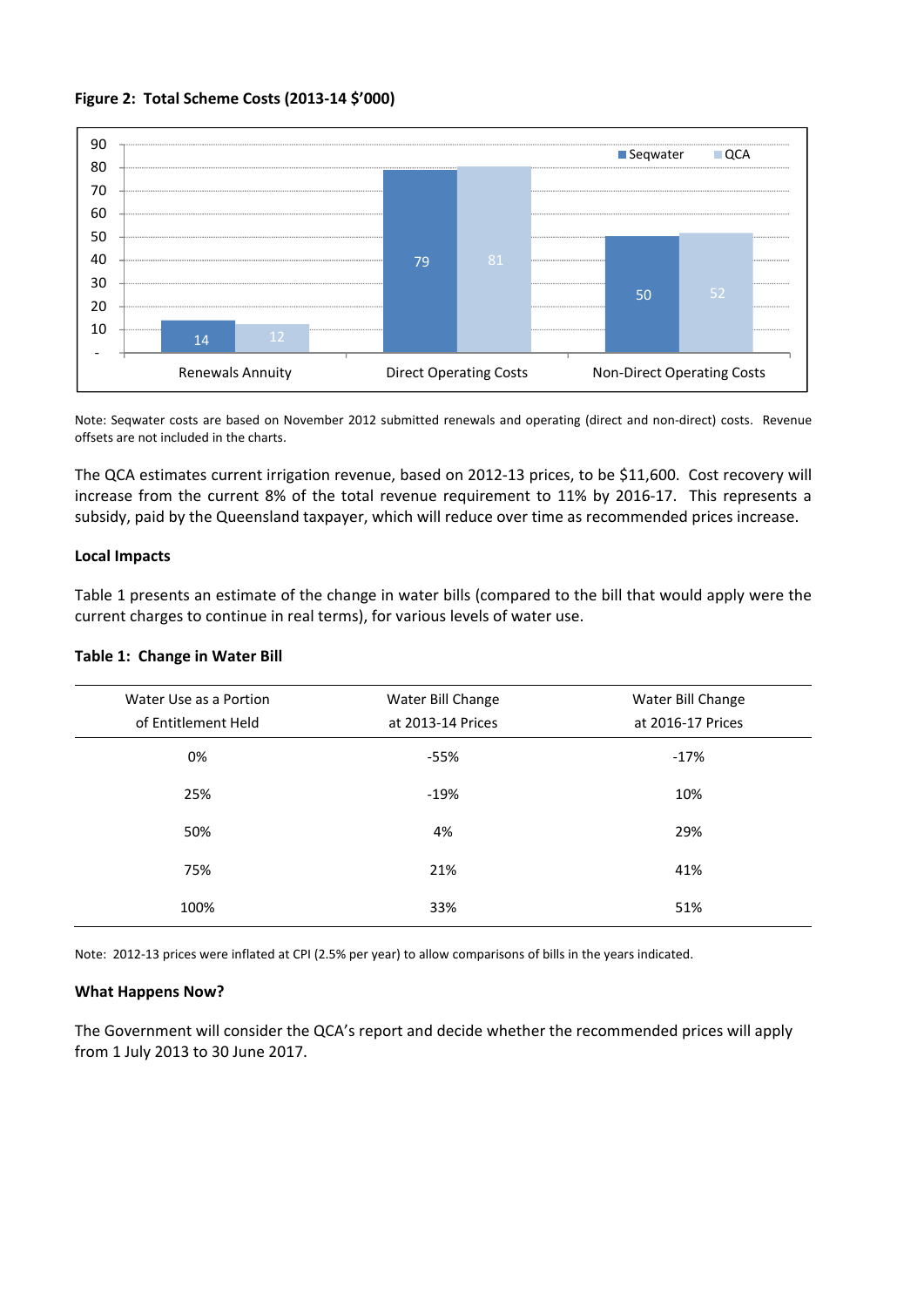**Figure 2: Total Scheme Costs (2013-14 $'000)**

90
80
70
60
50
40
30
20
10
-

Seqwater
QCA

14
12
79
81
50
52

Renewals Annuity
Direct Operating Costs
Non-Direct Operating Costs

Note: Seqwater costs are based on November 2012 submitted renewals and operating (direct and non-direct) costs. Revenue offsets are not included in the charts.

The QCA estimates current irrigation revenue, based on 2012-13 prices, to be $11,600. Cost recovery will increase from the current 8% of the total revenue requirement to 11% by 2016-17. This represents a subsidy, paid by the Queensland taxpayer, which will reduce over time as recommended prices increase.

**Local Impacts**

Table 1 presents an estimate of the change in water bills (compared to the bill that would apply were the current charges to continue in real terms), for various levels of water use.

**Table 1: Change in Water Bill**

| Water Use as a Portion of Entitlement Held | Water Bill Change at 2013-14 Prices | Water Bill Change at 2016-17 Prices |
|---|---|---|
| 0% | -55% | -17% |
| 25% | -19% | 10% |
| 50% | 4% | 29% |
| 75% | 21% | 41% |
| 100% | 33% | 51% |

Note: 2012-13 prices were inflated at CPI (2.5% per year) to allow comparisons of bills in the years indicated.

**What Happens Now?**

The Government will consider the QCA's report and decide whether the recommended prices will apply from 1 July 2013 to 30 June 2017.